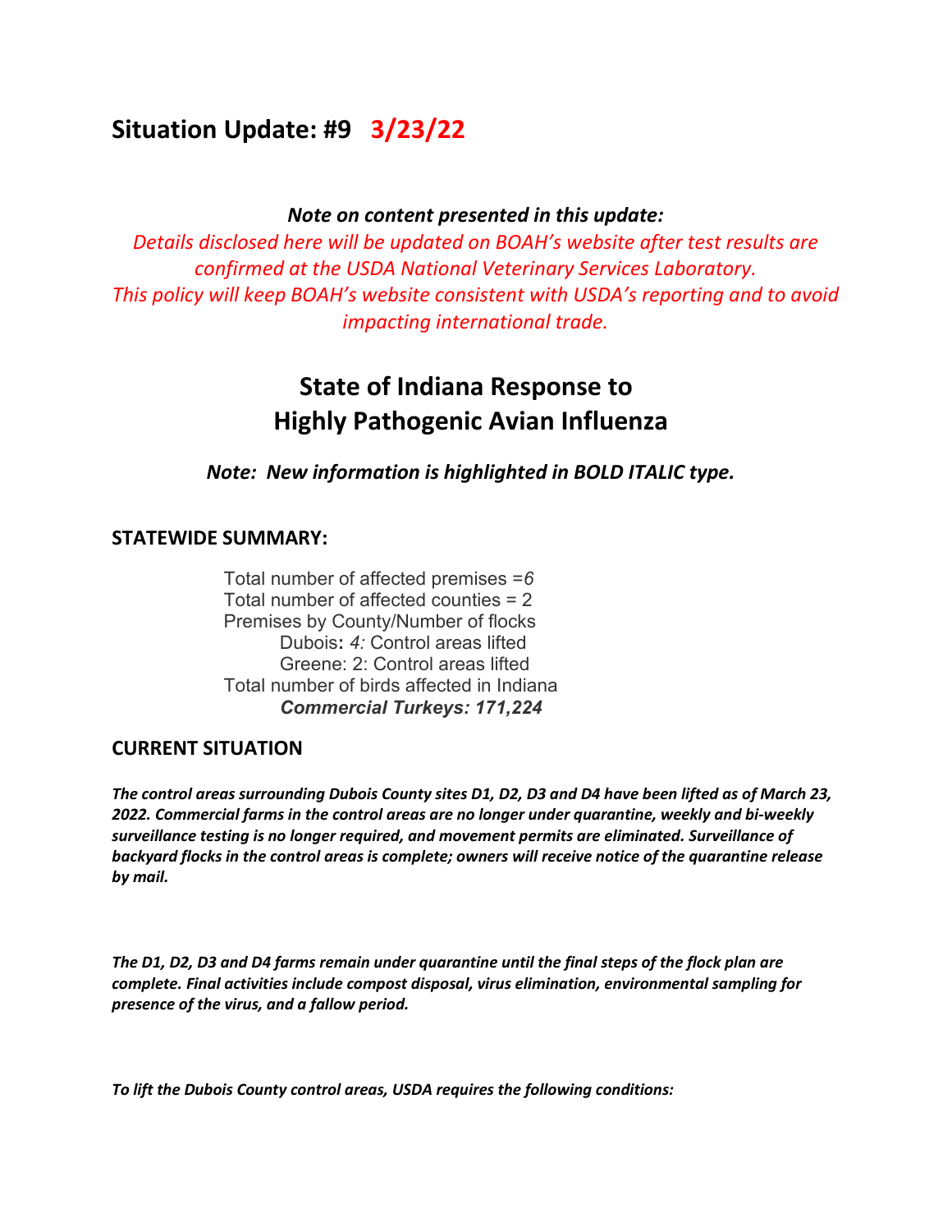## Situation Update: #9 3/23/22

***Note on content presented in this update:***

*Details disclosed here will be updated on BOAH's website after test results are confirmed at the USDA National Veterinary Services Laboratory. This policy will keep BOAH's website consistent with USDA's reporting and to avoid impacting international trade.*

# State of Indiana Response to Highly Pathogenic Avian Influenza

***Note: New information is highlighted in BOLD ITALIC type.***

### STATEWIDE SUMMARY:

Total number of affected premises =*6*
Total number of affected counties = 2
Premises by County/Number of flocks
- Dubois**:** *4:* Control areas lifted
- Greene: 2: Control areas lifted

Total number of birds affected in Indiana
- ***Commercial Turkeys: 171,224***

### CURRENT SITUATION

***The control areas surrounding Dubois County sites D1, D2, D3 and D4 have been lifted as of March 23, 2022. Commercial farms in the control areas are no longer under quarantine, weekly and bi-weekly surveillance testing is no longer required, and movement permits are eliminated. Surveillance of backyard flocks in the control areas is complete; owners will receive notice of the quarantine release by mail.***

***The D1, D2, D3 and D4 farms remain under quarantine until the final steps of the flock plan are complete. Final activities include compost disposal, virus elimination, environmental sampling for presence of the virus, and a fallow period.***

***To lift the Dubois County control areas, USDA requires the following conditions:***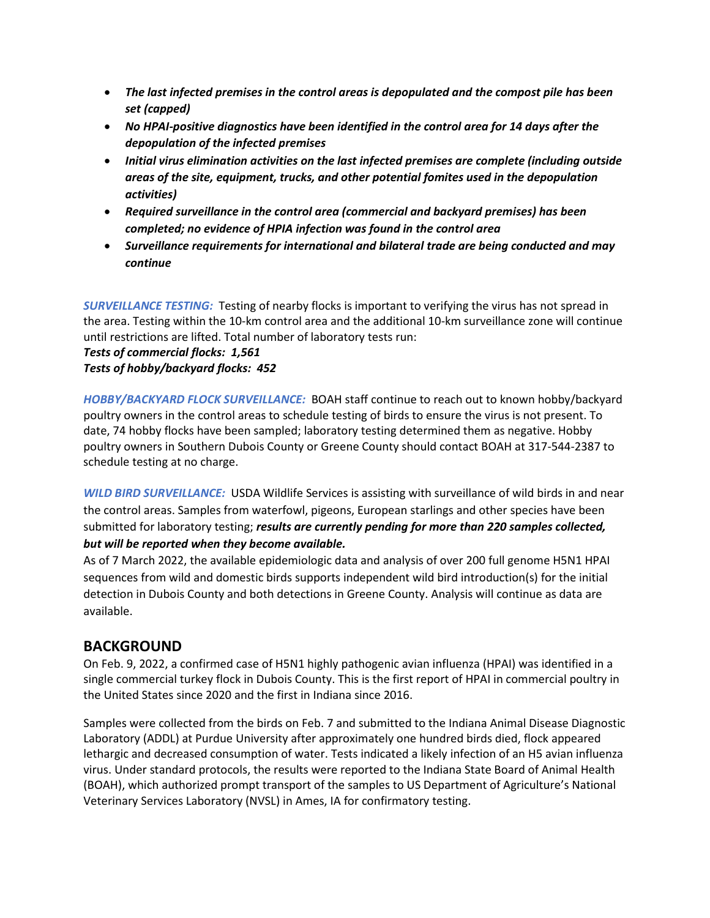- ***The last infected premises in the control areas is depopulated and the compost pile has been set (capped)***
- ***No HPAI-positive diagnostics have been identified in the control area for 14 days after the depopulation of the infected premises***
- ***Initial virus elimination activities on the last infected premises are complete (including outside areas of the site, equipment, trucks, and other potential fomites used in the depopulation activities)***
- ***Required surveillance in the control area (commercial and backyard premises) has been completed; no evidence of HPIA infection was found in the control area***
- ***Surveillance requirements for international and bilateral trade are being conducted and may continue***

***SURVEILLANCE TESTING:*** Testing of nearby flocks is important to verifying the virus has not spread in the area. Testing within the 10-km control area and the additional 10-km surveillance zone will continue until restrictions are lifted. Total number of laboratory tests run:
***Tests of commercial flocks: 1,561***
***Tests of hobby/backyard flocks: 452***

***HOBBY/BACKYARD FLOCK SURVEILLANCE:*** BOAH staff continue to reach out to known hobby/backyard poultry owners in the control areas to schedule testing of birds to ensure the virus is not present. To date, 74 hobby flocks have been sampled; laboratory testing determined them as negative. Hobby poultry owners in Southern Dubois County or Greene County should contact BOAH at 317-544-2387 to schedule testing at no charge.

***WILD BIRD SURVEILLANCE:*** USDA Wildlife Services is assisting with surveillance of wild birds in and near the control areas. Samples from waterfowl, pigeons, European starlings and other species have been submitted for laboratory testing; ***results are currently pending for more than 220 samples collected, but will be reported when they become available.***
As of 7 March 2022, the available epidemiologic data and analysis of over 200 full genome H5N1 HPAI sequences from wild and domestic birds supports independent wild bird introduction(s) for the initial detection in Dubois County and both detections in Greene County. Analysis will continue as data are available.

## BACKGROUND

On Feb. 9, 2022, a confirmed case of H5N1 highly pathogenic avian influenza (HPAI) was identified in a single commercial turkey flock in Dubois County. This is the first report of HPAI in commercial poultry in the United States since 2020 and the first in Indiana since 2016.

Samples were collected from the birds on Feb. 7 and submitted to the Indiana Animal Disease Diagnostic Laboratory (ADDL) at Purdue University after approximately one hundred birds died, flock appeared lethargic and decreased consumption of water. Tests indicated a likely infection of an H5 avian influenza virus. Under standard protocols, the results were reported to the Indiana State Board of Animal Health (BOAH), which authorized prompt transport of the samples to US Department of Agriculture's National Veterinary Services Laboratory (NVSL) in Ames, IA for confirmatory testing.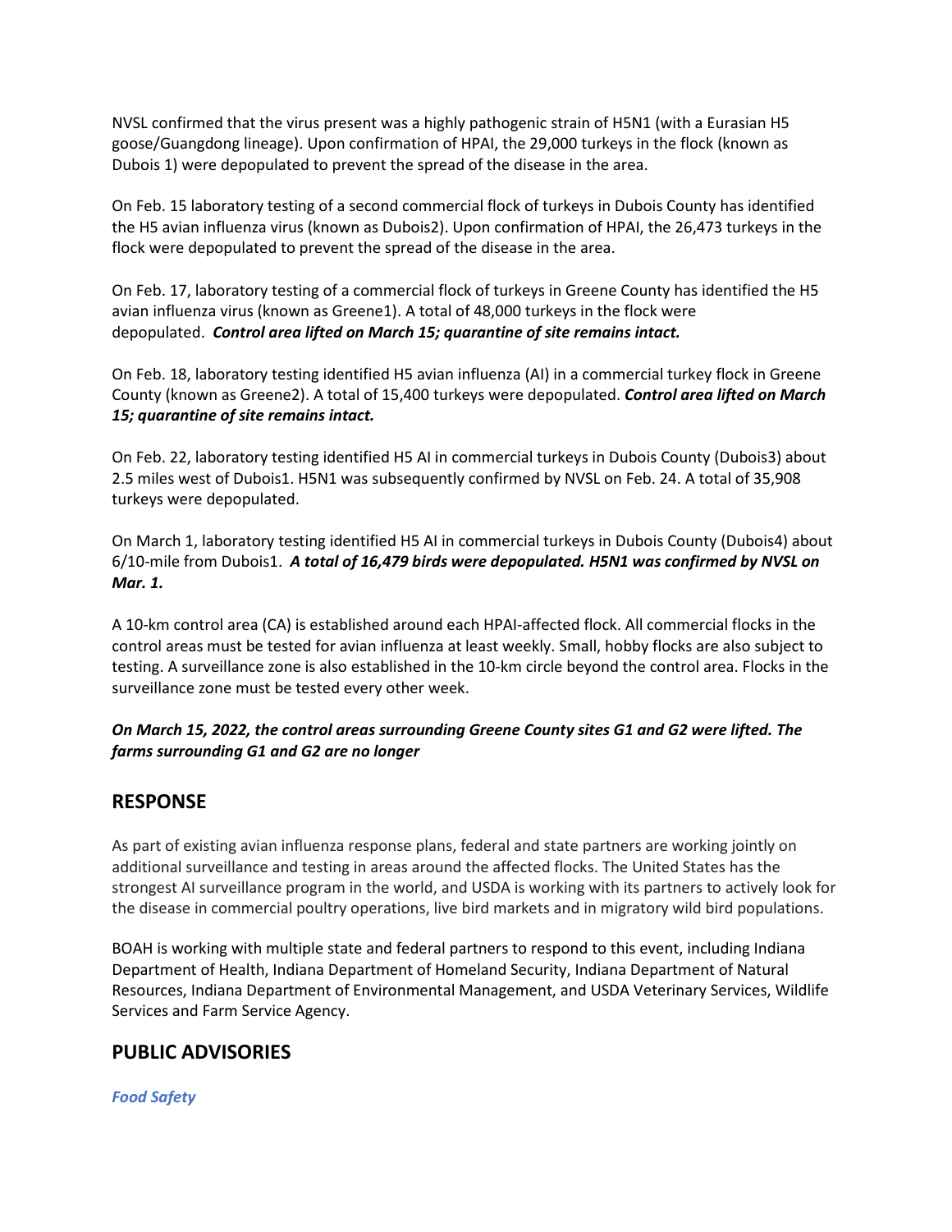NVSL confirmed that the virus present was a highly pathogenic strain of H5N1 (with a Eurasian H5 goose/Guangdong lineage). Upon confirmation of HPAI, the 29,000 turkeys in the flock (known as Dubois 1) were depopulated to prevent the spread of the disease in the area.

On Feb. 15 laboratory testing of a second commercial flock of turkeys in Dubois County has identified the H5 avian influenza virus (known as Dubois2). Upon confirmation of HPAI, the 26,473 turkeys in the flock were depopulated to prevent the spread of the disease in the area.

On Feb. 17, laboratory testing of a commercial flock of turkeys in Greene County has identified the H5 avian influenza virus (known as Greene1). A total of 48,000 turkeys in the flock were depopulated. ***Control area lifted on March 15; quarantine of site remains intact.***

On Feb. 18, laboratory testing identified H5 avian influenza (AI) in a commercial turkey flock in Greene County (known as Greene2). A total of 15,400 turkeys were depopulated. ***Control area lifted on March 15; quarantine of site remains intact.***

On Feb. 22, laboratory testing identified H5 AI in commercial turkeys in Dubois County (Dubois3) about 2.5 miles west of Dubois1. H5N1 was subsequently confirmed by NVSL on Feb. 24. A total of 35,908 turkeys were depopulated.

On March 1, laboratory testing identified H5 AI in commercial turkeys in Dubois County (Dubois4) about 6/10-mile from Dubois1. ***A total of 16,479 birds were depopulated. H5N1 was confirmed by NVSL on Mar. 1.***

A 10-km control area (CA) is established around each HPAI-affected flock. All commercial flocks in the control areas must be tested for avian influenza at least weekly. Small, hobby flocks are also subject to testing. A surveillance zone is also established in the 10-km circle beyond the control area. Flocks in the surveillance zone must be tested every other week.

***On March 15, 2022, the control areas surrounding Greene County sites G1 and G2 were lifted. The farms surrounding G1 and G2 are no longer***

## RESPONSE

As part of existing avian influenza response plans, federal and state partners are working jointly on additional surveillance and testing in areas around the affected flocks. The United States has the strongest AI surveillance program in the world, and USDA is working with its partners to actively look for the disease in commercial poultry operations, live bird markets and in migratory wild bird populations.

BOAH is working with multiple state and federal partners to respond to this event, including Indiana Department of Health, Indiana Department of Homeland Security, Indiana Department of Natural Resources, Indiana Department of Environmental Management, and USDA Veterinary Services, Wildlife Services and Farm Service Agency.

## PUBLIC ADVISORIES

***Food Safety***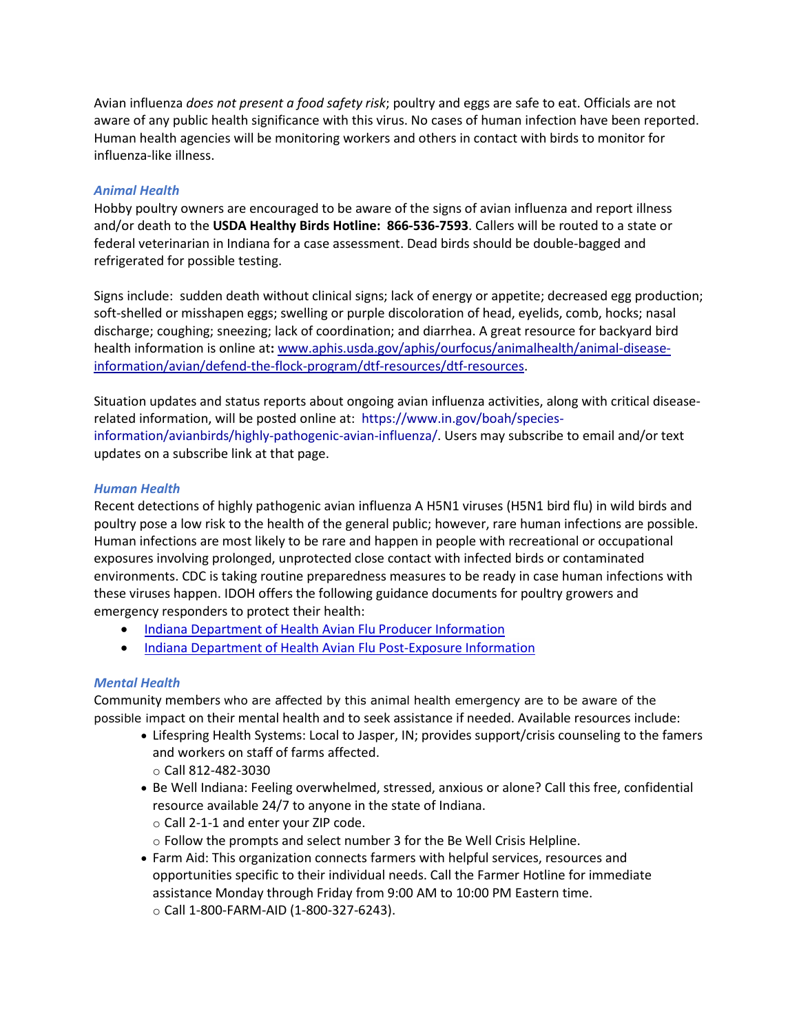Avian influenza *does not present a food safety risk*; poultry and eggs are safe to eat. Officials are not aware of any public health significance with this virus. No cases of human infection have been reported. Human health agencies will be monitoring workers and others in contact with birds to monitor for influenza-like illness.

### *Animal Health*

Hobby poultry owners are encouraged to be aware of the signs of avian influenza and report illness and/or death to the **USDA Healthy Birds Hotline: 866-536-7593**. Callers will be routed to a state or federal veterinarian in Indiana for a case assessment. Dead birds should be double-bagged and refrigerated for possible testing.

Signs include: sudden death without clinical signs; lack of energy or appetite; decreased egg production; soft-shelled or misshapen eggs; swelling or purple discoloration of head, eyelids, comb, hocks; nasal discharge; coughing; sneezing; lack of coordination; and diarrhea. A great resource for backyard bird health information is online at**:** [www.aphis.usda.gov/aphis/ourfocus/animalhealth/animal-disease-information/avian/defend-the-flock-program/dtf-resources/dtf-resources](www.aphis.usda.gov/aphis/ourfocus/animalhealth/animal-disease-information/avian/defend-the-flock-program/dtf-resources/dtf-resources).

Situation updates and status reports about ongoing avian influenza activities, along with critical disease-related information, will be posted online at: https://www.in.gov/boah/species-information/avianbirds/highly-pathogenic-avian-influenza/. Users may subscribe to email and/or text updates on a subscribe link at that page.

### *Human Health*

Recent detections of highly pathogenic avian influenza A H5N1 viruses (H5N1 bird flu) in wild birds and poultry pose a low risk to the health of the general public; however, rare human infections are possible. Human infections are most likely to be rare and happen in people with recreational or occupational exposures involving prolonged, unprotected close contact with infected birds or contaminated environments. CDC is taking routine preparedness measures to be ready in case human infections with these viruses happen. IDOH offers the following guidance documents for poultry growers and emergency responders to protect their health:

- Indiana Department of Health Avian Flu Producer Information
- Indiana Department of Health Avian Flu Post-Exposure Information

### *Mental Health*

Community members who are affected by this animal health emergency are to be aware of the possible impact on their mental health and to seek assistance if needed. Available resources include:

- Lifespring Health Systems: Local to Jasper, IN; provides support/crisis counseling to the famers and workers on staff of farms affected.
  - Call 812-482-3030
- Be Well Indiana: Feeling overwhelmed, stressed, anxious or alone? Call this free, confidential resource available 24/7 to anyone in the state of Indiana.
  - Call 2-1-1 and enter your ZIP code.
  - Follow the prompts and select number 3 for the Be Well Crisis Helpline.
- Farm Aid: This organization connects farmers with helpful services, resources and opportunities specific to their individual needs. Call the Farmer Hotline for immediate assistance Monday through Friday from 9:00 AM to 10:00 PM Eastern time.
  - Call 1-800-FARM-AID (1-800-327-6243).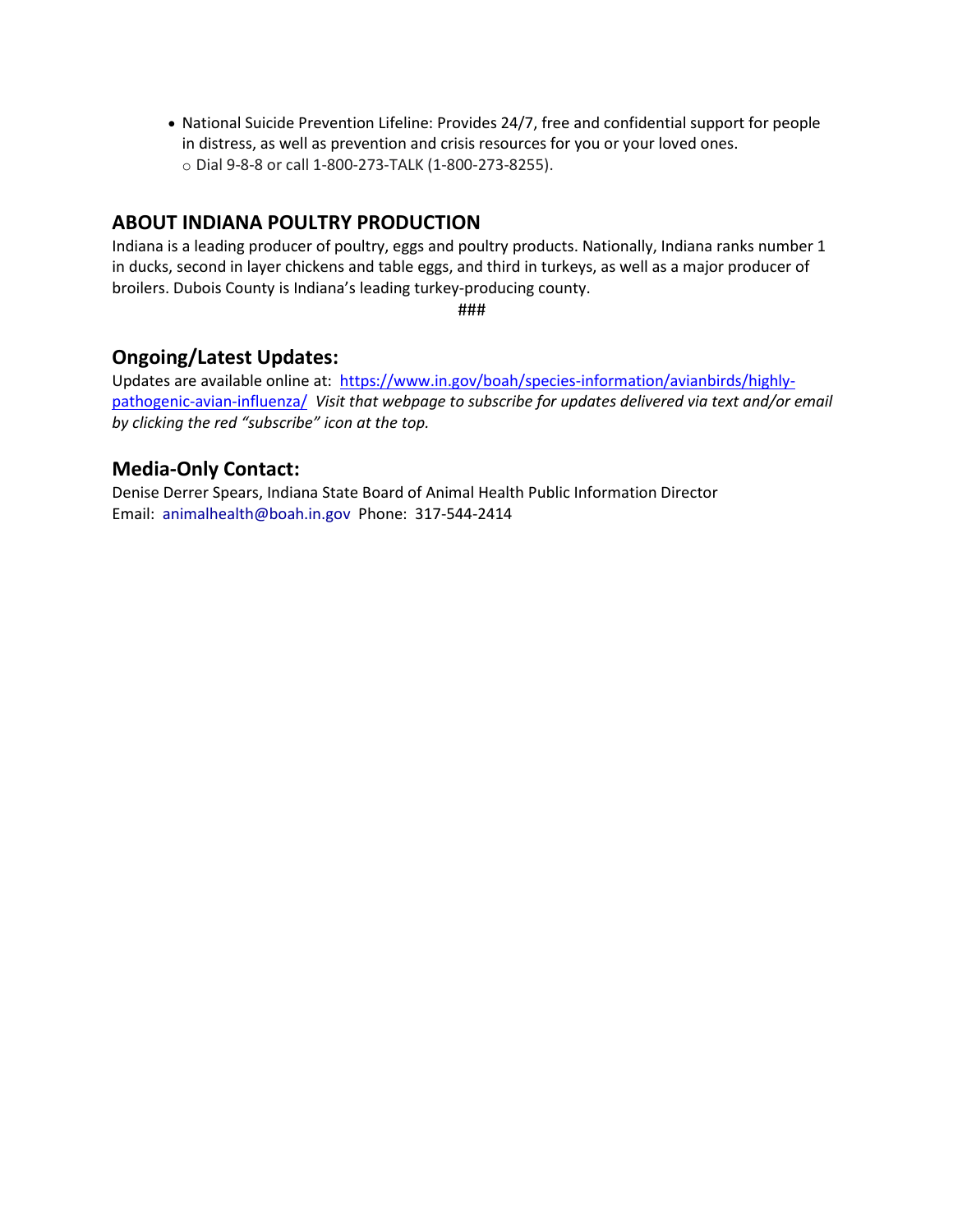- National Suicide Prevention Lifeline: Provides 24/7, free and confidential support for people in distress, as well as prevention and crisis resources for you or your loved ones.
  - Dial 9-8-8 or call 1-800-273-TALK (1-800-273-8255).

## ABOUT INDIANA POULTRY PRODUCTION

Indiana is a leading producer of poultry, eggs and poultry products. Nationally, Indiana ranks number 1 in ducks, second in layer chickens and table eggs, and third in turkeys, as well as a major producer of broilers. Dubois County is Indiana's leading turkey-producing county.

###

## Ongoing/Latest Updates:

Updates are available online at: https://www.in.gov/boah/species-information/avianbirds/highly-pathogenic-avian-influenza/ *Visit that webpage to subscribe for updates delivered via text and/or email by clicking the red "subscribe" icon at the top.*

## Media-Only Contact:

Denise Derrer Spears, Indiana State Board of Animal Health Public Information Director
Email: animalhealth@boah.in.gov Phone: 317-544-2414